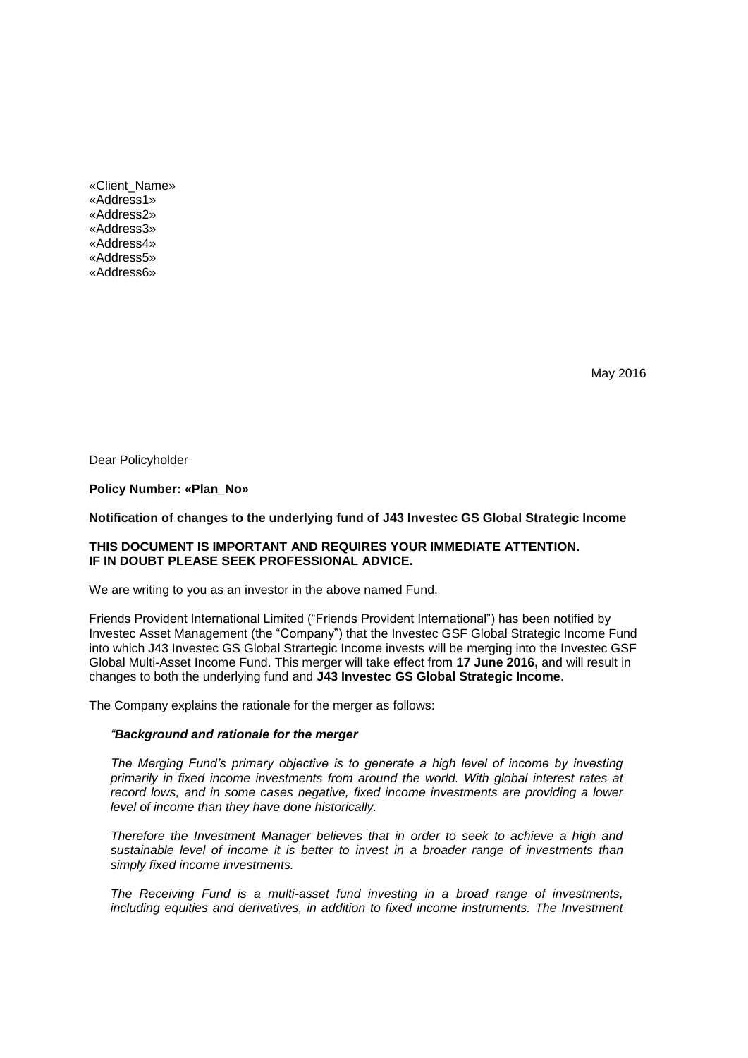«Client_Name»
«Address1»
«Address2»
«Address3»
«Address4»
«Address5»
«Address6»

May 2016

Dear Policyholder

**Policy Number: «Plan_No»**

**Notification of changes to the underlying fund of J43 Investec GS Global Strategic Income**

**THIS DOCUMENT IS IMPORTANT AND REQUIRES YOUR IMMEDIATE ATTENTION.
IF IN DOUBT PLEASE SEEK PROFESSIONAL ADVICE.**

We are writing to you as an investor in the above named Fund.

Friends Provident International Limited ("Friends Provident International") has been notified by Investec Asset Management (the "Company") that the Investec GSF Global Strategic Income Fund into which J43 Investec GS Global Strartegic Income invests will be merging into the Investec GSF Global Multi-Asset Income Fund. This merger will take effect from **17 June 2016,** and will result in changes to both the underlying fund and **J43 Investec GS Global Strategic Income**.

The Company explains the rationale for the merger as follows:

*"**Background and rationale for the merger***

*The Merging Fund's primary objective is to generate a high level of income by investing primarily in fixed income investments from around the world. With global interest rates at record lows, and in some cases negative, fixed income investments are providing a lower level of income than they have done historically.*

*Therefore the Investment Manager believes that in order to seek to achieve a high and sustainable level of income it is better to invest in a broader range of investments than simply fixed income investments.*

*The Receiving Fund is a multi-asset fund investing in a broad range of investments, including equities and derivatives, in addition to fixed income instruments. The Investment*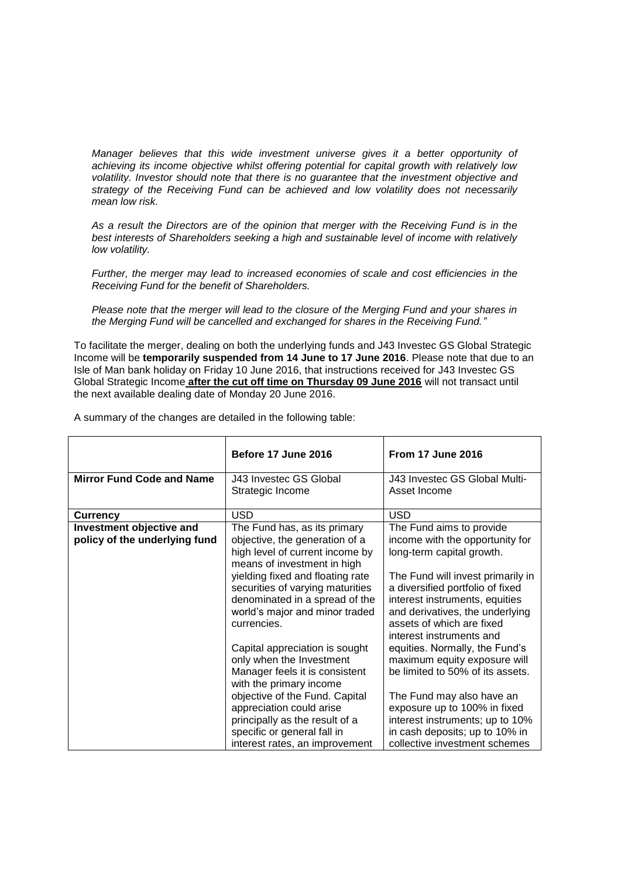*Manager believes that this wide investment universe gives it a better opportunity of achieving its income objective whilst offering potential for capital growth with relatively low volatility. Investor should note that there is no guarantee that the investment objective and strategy of the Receiving Fund can be achieved and low volatility does not necessarily mean low risk.*

*As a result the Directors are of the opinion that merger with the Receiving Fund is in the best interests of Shareholders seeking a high and sustainable level of income with relatively low volatility.*

*Further, the merger may lead to increased economies of scale and cost efficiencies in the Receiving Fund for the benefit of Shareholders.*

*Please note that the merger will lead to the closure of the Merging Fund and your shares in the Merging Fund will be cancelled and exchanged for shares in the Receiving Fund."*

To facilitate the merger, dealing on both the underlying funds and J43 Investec GS Global Strategic Income will be **temporarily suspended from 14 June to 17 June 2016**. Please note that due to an Isle of Man bank holiday on Friday 10 June 2016, that instructions received for J43 Investec GS Global Strategic Income **after the cut off time on Thursday 09 June 2016** will not transact until the next available dealing date of Monday 20 June 2016.

A summary of the changes are detailed in the following table:

| | **Before 17 June 2016** | **From 17 June 2016** |
|---|---|---|
| **Mirror Fund Code and Name** | J43 Investec GS Global Strategic Income | J43 Investec GS Global Multi-Asset Income |
| **Currency** | USD | USD |
| **Investment objective and policy of the underlying fund** | The Fund has, as its primary objective, the generation of a high level of current income by means of investment in high yielding fixed and floating rate securities of varying maturities denominated in a spread of the world's major and minor traded currencies.<br><br>Capital appreciation is sought only when the Investment Manager feels it is consistent with the primary income objective of the Fund. Capital appreciation could arise principally as the result of a specific or general fall in interest rates, an improvement | The Fund aims to provide income with the opportunity for long-term capital growth.<br><br>The Fund will invest primarily in a diversified portfolio of fixed interest instruments, equities and derivatives, the underlying assets of which are fixed interest instruments and equities. Normally, the Fund's maximum equity exposure will be limited to 50% of its assets.<br><br>The Fund may also have an exposure up to 100% in fixed interest instruments; up to 10% in cash deposits; up to 10% in collective investment schemes |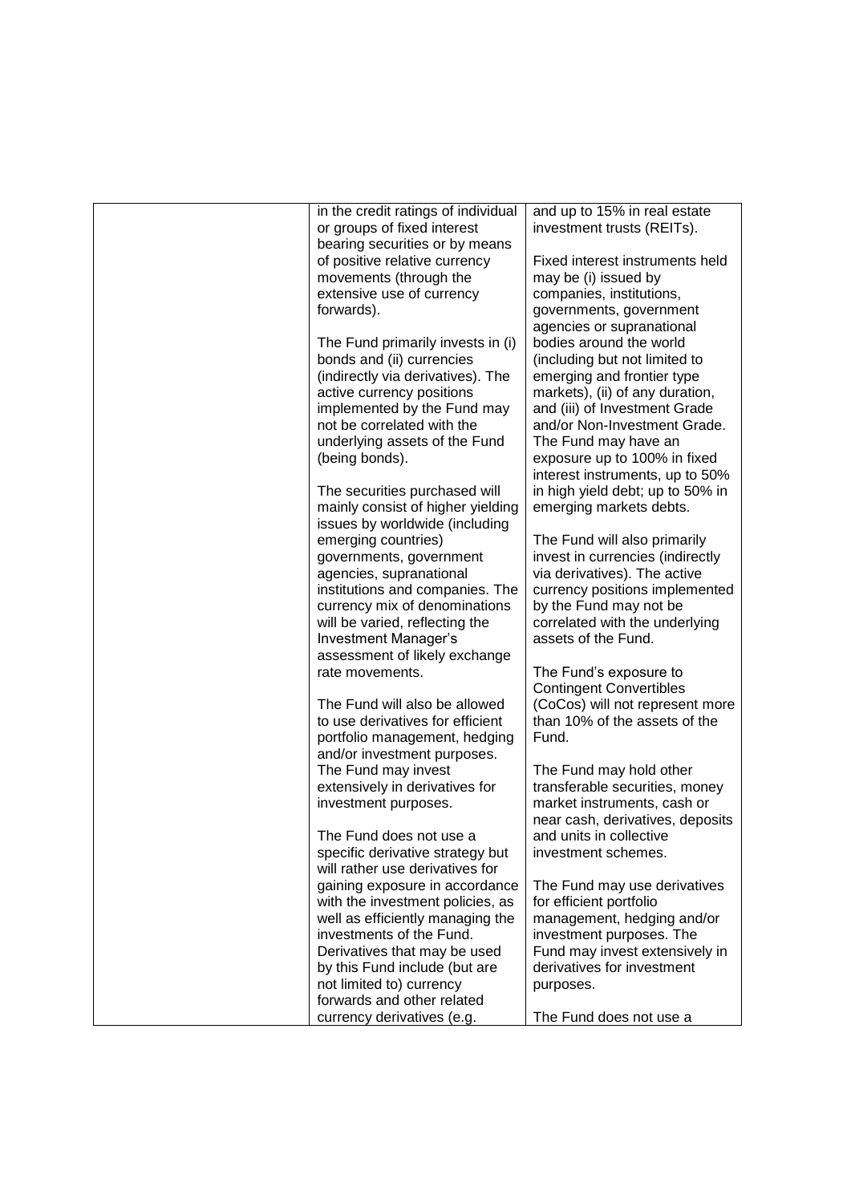| | | |
|---|---|---|
| | in the credit ratings of individual or groups of fixed interest bearing securities or by means of positive relative currency movements (through the extensive use of currency forwards).<br><br>The Fund primarily invests in (i) bonds and (ii) currencies (indirectly via derivatives). The active currency positions implemented by the Fund may not be correlated with the underlying assets of the Fund (being bonds).<br><br>The securities purchased will mainly consist of higher yielding issues by worldwide (including emerging countries) governments, government agencies, supranational institutions and companies. The currency mix of denominations will be varied, reflecting the Investment Manager's assessment of likely exchange rate movements.<br><br>The Fund will also be allowed to use derivatives for efficient portfolio management, hedging and/or investment purposes. The Fund may invest extensively in derivatives for investment purposes.<br><br>The Fund does not use a specific derivative strategy but will rather use derivatives for gaining exposure in accordance with the investment policies, as well as efficiently managing the investments of the Fund. Derivatives that may be used by this Fund include (but are not limited to) currency forwards and other related currency derivatives (e.g. | and up to 15% in real estate investment trusts (REITs).<br><br>Fixed interest instruments held may be (i) issued by companies, institutions, governments, government agencies or supranational bodies around the world (including but not limited to emerging and frontier type markets), (ii) of any duration, and (iii) of Investment Grade and/or Non-Investment Grade. The Fund may have an exposure up to 100% in fixed interest instruments, up to 50% in high yield debt; up to 50% in emerging markets debts.<br><br>The Fund will also primarily invest in currencies (indirectly via derivatives). The active currency positions implemented by the Fund may not be correlated with the underlying assets of the Fund.<br><br>The Fund's exposure to Contingent Convertibles (CoCos) will not represent more than 10% of the assets of the Fund.<br><br>The Fund may hold other transferable securities, money market instruments, cash or near cash, derivatives, deposits and units in collective investment schemes.<br><br>The Fund may use derivatives for efficient portfolio management, hedging and/or investment purposes. The Fund may invest extensively in derivatives for investment purposes.<br><br>The Fund does not use a |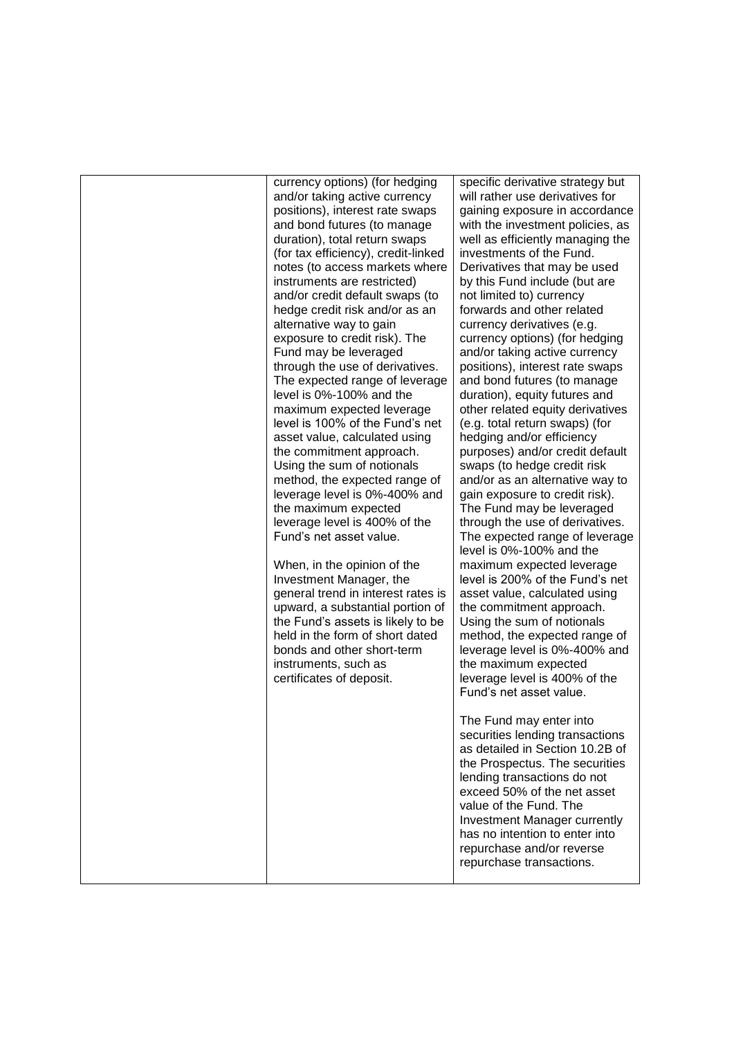| | | |
|---|---|---|
| | currency options) (for hedging and/or taking active currency positions), interest rate swaps and bond futures (to manage duration), total return swaps (for tax efficiency), credit-linked notes (to access markets where instruments are restricted) and/or credit default swaps (to hedge credit risk and/or as an alternative way to gain exposure to credit risk). The Fund may be leveraged through the use of derivatives. The expected range of leverage level is 0%-100% and the maximum expected leverage level is 100% of the Fund's net asset value, calculated using the commitment approach. Using the sum of notionals method, the expected range of leverage level is 0%-400% and the maximum expected leverage level is 400% of the Fund's net asset value.<br><br>When, in the opinion of the Investment Manager, the general trend in interest rates is upward, a substantial portion of the Fund's assets is likely to be held in the form of short dated bonds and other short-term instruments, such as certificates of deposit. | specific derivative strategy but will rather use derivatives for gaining exposure in accordance with the investment policies, as well as efficiently managing the investments of the Fund. Derivatives that may be used by this Fund include (but are not limited to) currency forwards and other related currency derivatives (e.g. currency options) (for hedging and/or taking active currency positions), interest rate swaps and bond futures (to manage duration), equity futures and other related equity derivatives (e.g. total return swaps) (for hedging and/or efficiency purposes) and/or credit default swaps (to hedge credit risk and/or as an alternative way to gain exposure to credit risk). The Fund may be leveraged through the use of derivatives. The expected range of leverage level is 0%-100% and the maximum expected leverage level is 200% of the Fund's net asset value, calculated using the commitment approach. Using the sum of notionals method, the expected range of leverage level is 0%-400% and the maximum expected leverage level is 400% of the Fund's net asset value.<br><br>The Fund may enter into securities lending transactions as detailed in Section 10.2B of the Prospectus. The securities lending transactions do not exceed 50% of the net asset value of the Fund. The Investment Manager currently has no intention to enter into repurchase and/or reverse repurchase transactions. |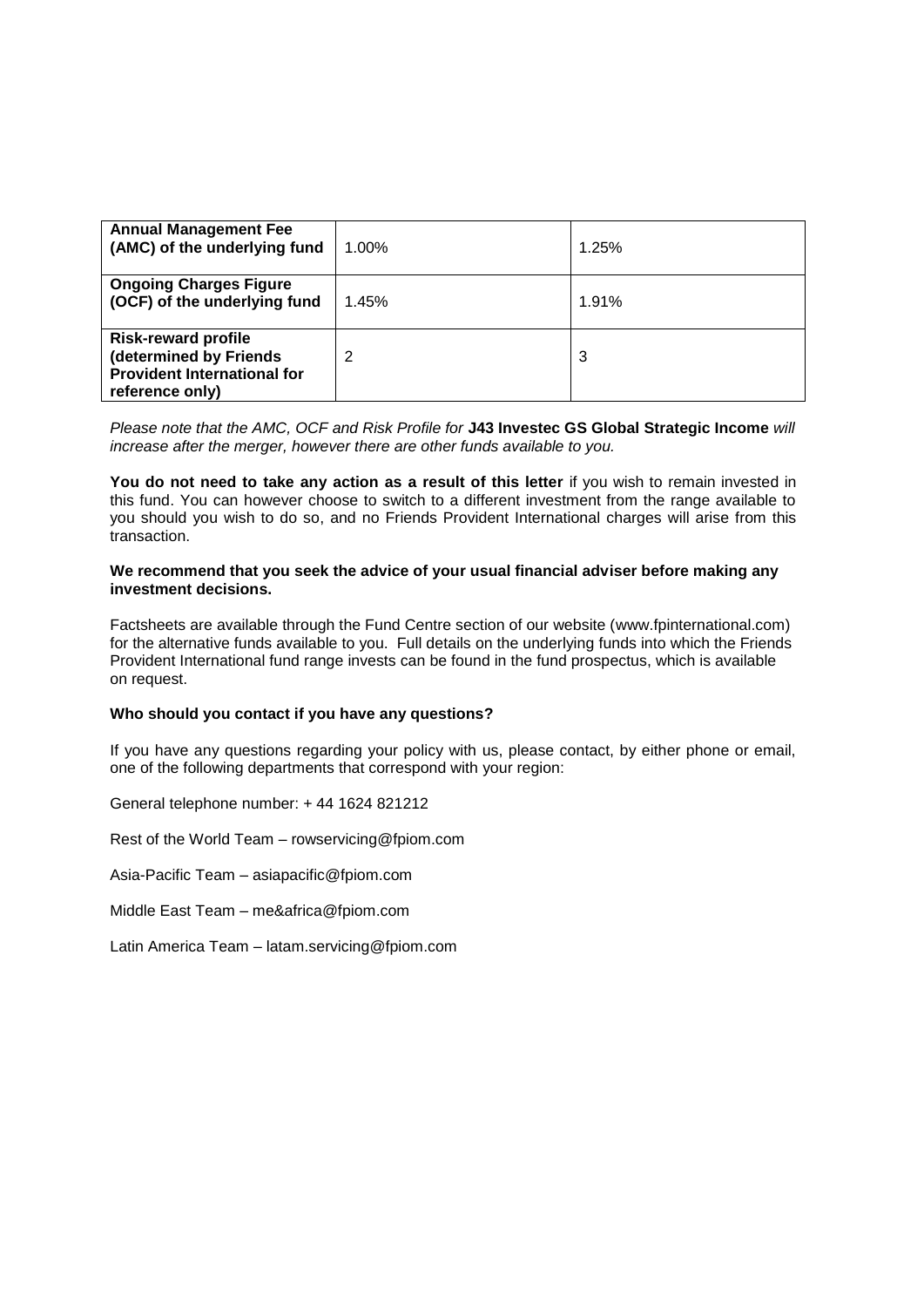| **Annual Management Fee (AMC) of the underlying fund** | 1.00% | 1.25% |
|---|---|---|
| **Ongoing Charges Figure (OCF) of the underlying fund** | 1.45% | 1.91% |
| **Risk-reward profile (determined by Friends Provident International for reference only)** | 2 | 3 |

*Please note that the AMC, OCF and Risk Profile for* **J43 Investec GS Global Strategic Income** *will increase after the merger, however there are other funds available to you.*

**You do not need to take any action as a result of this letter** if you wish to remain invested in this fund. You can however choose to switch to a different investment from the range available to you should you wish to do so, and no Friends Provident International charges will arise from this transaction.

**We recommend that you seek the advice of your usual financial adviser before making any investment decisions.**

Factsheets are available through the Fund Centre section of our website (www.fpinternational.com) for the alternative funds available to you. Full details on the underlying funds into which the Friends Provident International fund range invests can be found in the fund prospectus, which is available on request.

**Who should you contact if you have any questions?**

If you have any questions regarding your policy with us, please contact, by either phone or email, one of the following departments that correspond with your region:

General telephone number: + 44 1624 821212

Rest of the World Team – rowservicing@fpiom.com

Asia-Pacific Team – asiapacific@fpiom.com

Middle East Team – me&africa@fpiom.com

Latin America Team – latam.servicing@fpiom.com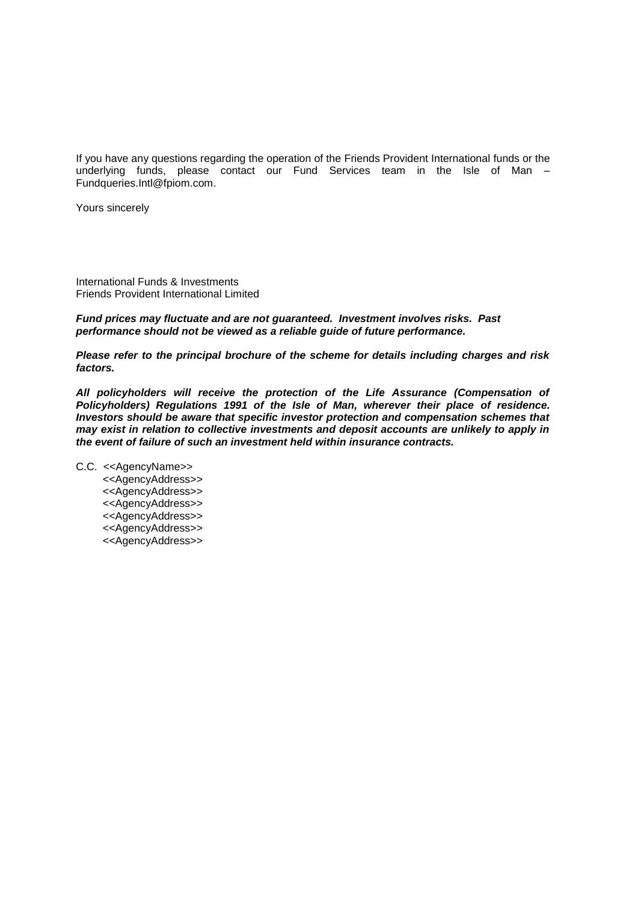If you have any questions regarding the operation of the Friends Provident International funds or the underlying funds, please contact our Fund Services team in the Isle of Man – Fundqueries.Intl@fpiom.com.

Yours sincerely

International Funds & Investments
Friends Provident International Limited

***Fund prices may fluctuate and are not guaranteed. Investment involves risks. Past performance should not be viewed as a reliable guide of future performance.***

***Please refer to the principal brochure of the scheme for details including charges and risk factors.***

***All policyholders will receive the protection of the Life Assurance (Compensation of Policyholders) Regulations 1991 of the Isle of Man, wherever their place of residence. Investors should be aware that specific investor protection and compensation schemes that may exist in relation to collective investments and deposit accounts are unlikely to apply in the event of failure of such an investment held within insurance contracts.***

C.C. <<AgencyName>>
<<AgencyAddress>>
<<AgencyAddress>>
<<AgencyAddress>>
<<AgencyAddress>>
<<AgencyAddress>>
<<AgencyAddress>>